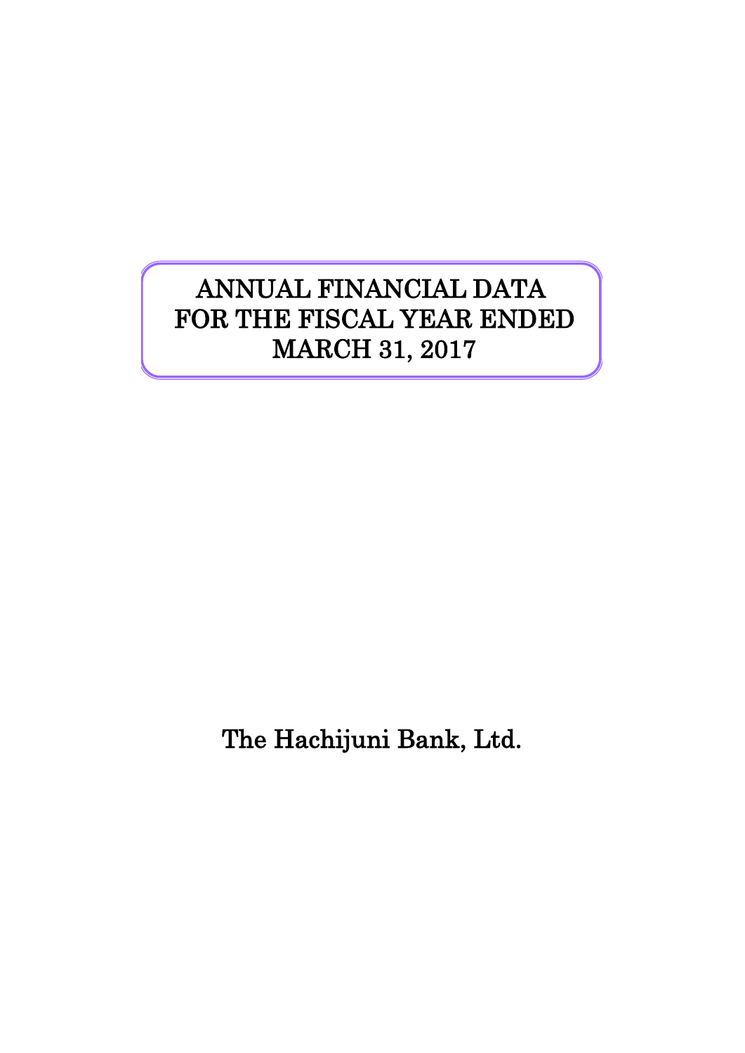# ANNUAL FINANCIAL DATA FOR THE FISCAL YEAR ENDED MARCH 31, 2017

The Hachijuni Bank, Ltd.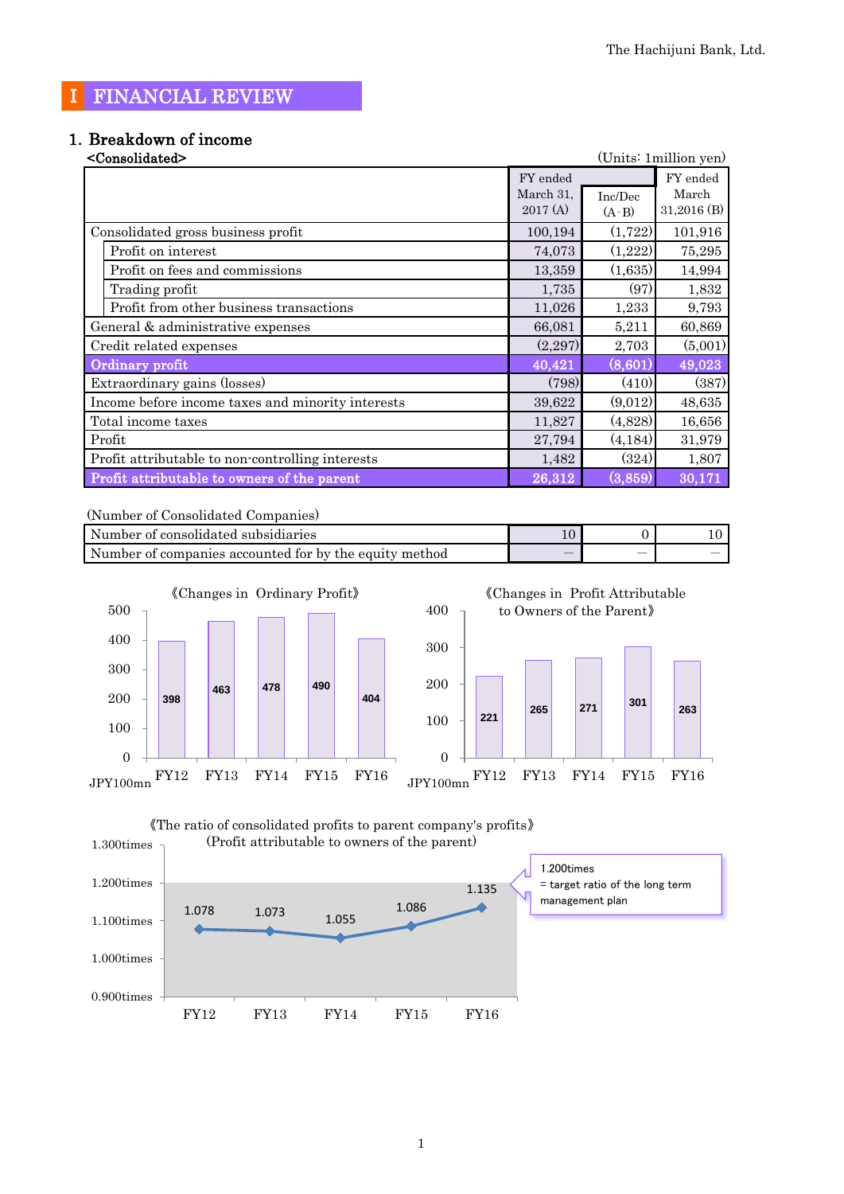# Ⅰ FINANCIAL REVIEW

## 1. Breakdown of income

<Consolidated>

(Units: 1million yen)

| | FY ended March 31, 2017 (A) | Inc/Dec (A-B) | FY ended March 31,2016 (B) |
|---|---|---|---|
| Consolidated gross business profit | 100,194 | (1,722) | 101,916 |
| Profit on interest | 74,073 | (1,222) | 75,295 |
| Profit on fees and commissions | 13,359 | (1,635) | 14,994 |
| Trading profit | 1,735 | (97) | 1,832 |
| Profit from other business transactions | 11,026 | 1,233 | 9,793 |
| General & administrative expenses | 66,081 | 5,211 | 60,869 |
| Credit related expenses | (2,297) | 2,703 | (5,001) |
| **Ordinary profit** | **40,421** | **(8,601)** | **49,023** |
| Extraordinary gains (losses) | (798) | (410) | (387) |
| Income before income taxes and minority interests | 39,622 | (9,012) | 48,635 |
| Total income taxes | 11,827 | (4,828) | 16,656 |
| Profit | 27,794 | (4,184) | 31,979 |
| Profit attributable to non-controlling interests | 1,482 | (324) | 1,807 |
| **Profit attributable to owners of the parent** | **26,312** | **(3,859)** | **30,171** |

(Number of Consolidated Companies)

| | | | |
|---|---|---|---|
| Number of consolidated subsidiaries | 10 | 0 | 10 |
| Number of companies accounted for by the equity method | — | — | — |

《Changes in Ordinary Profit》

JPY100mn

| FY12 | FY13 | FY14 | FY15 | FY16 |
|---|---|---|---|---|
| 398 | 463 | 478 | 490 | 404 |

《Changes in Profit Attributable to Owners of the Parent》

JPY100mn

| FY12 | FY13 | FY14 | FY15 | FY16 |
|---|---|---|---|---|
| 221 | 265 | 271 | 301 | 263 |

《The ratio of consolidated profits to parent company's profits》
(Profit attributable to owners of the parent)

| FY12 | FY13 | FY14 | FY15 | FY16 |
|---|---|---|---|---|
| 1.078 | 1.073 | 1.055 | 1.086 | 1.135 |

1.200times = target ratio of the long term management plan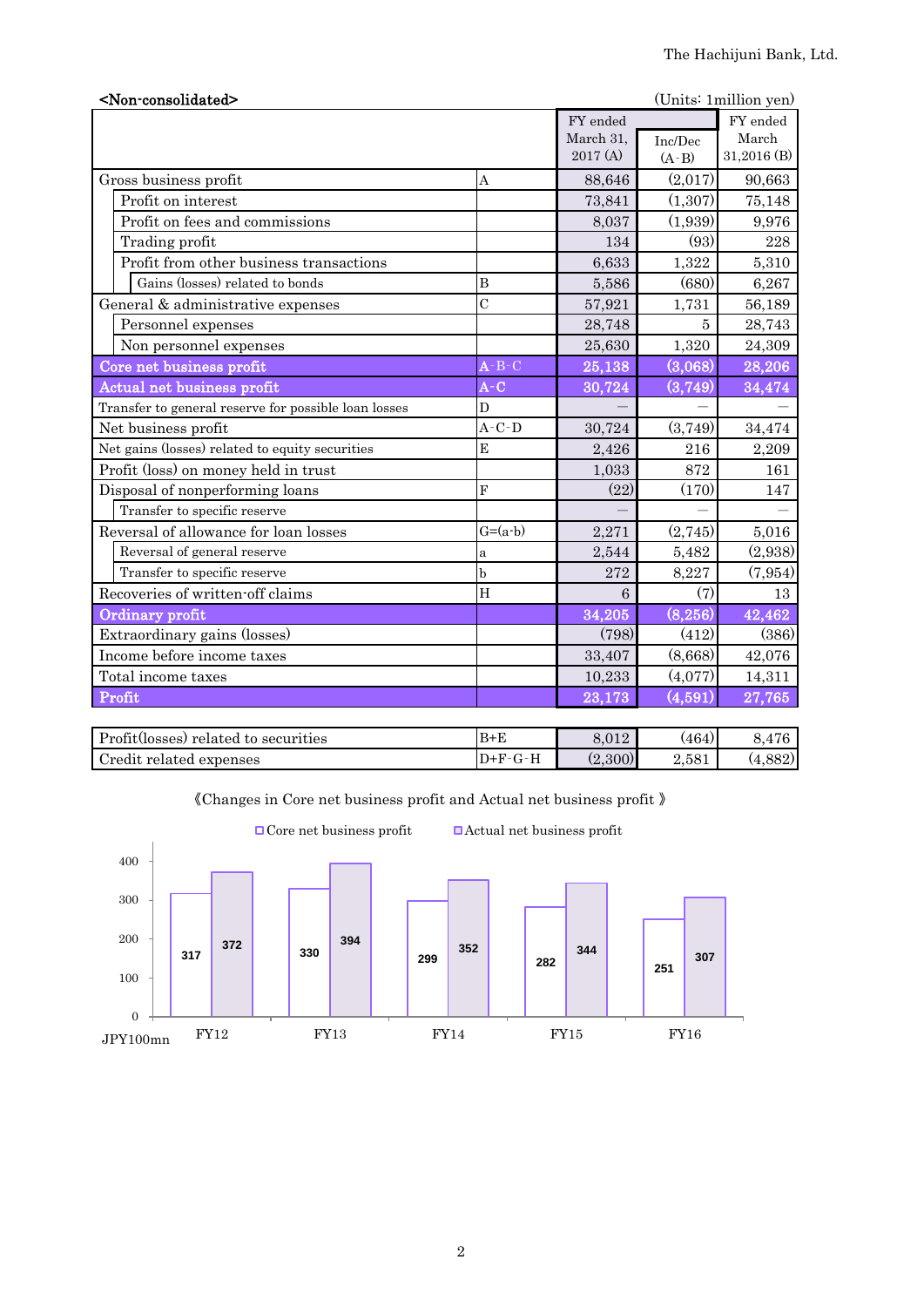<Non-consolidated>

(Units: 1million yen)

| | | FY ended March 31, 2017 (A) | Inc/Dec (A-B) | FY ended March 31,2016 (B) |
|---|---|---|---|---|
| Gross business profit | A | 88,646 | (2,017) | 90,663 |
| Profit on interest | | 73,841 | (1,307) | 75,148 |
| Profit on fees and commissions | | 8,037 | (1,939) | 9,976 |
| Trading profit | | 134 | (93) | 228 |
| Profit from other business transactions | | 6,633 | 1,322 | 5,310 |
| Gains (losses) related to bonds | B | 5,586 | (680) | 6,267 |
| General & administrative expenses | C | 57,921 | 1,731 | 56,189 |
| Personnel expenses | | 28,748 | 5 | 28,743 |
| Non personnel expenses | | 25,630 | 1,320 | 24,309 |
| **Core net business profit** | A-B-C | **25,138** | **(3,068)** | **28,206** |
| **Actual net business profit** | A-C | **30,724** | **(3,749)** | **34,474** |
| Transfer to general reserve for possible loan losses | D | — | — | — |
| Net business profit | A-C-D | 30,724 | (3,749) | 34,474 |
| Net gains (losses) related to equity securities | E | 2,426 | 216 | 2,209 |
| Profit (loss) on money held in trust | | 1,033 | 872 | 161 |
| Disposal of nonperforming loans | F | (22) | (170) | 147 |
| Transfer to specific reserve | | — | — | — |
| Reversal of allowance for loan losses | G=(a-b) | 2,271 | (2,745) | 5,016 |
| Reversal of general reserve | a | 2,544 | 5,482 | (2,938) |
| Transfer to specific reserve | b | 272 | 8,227 | (7,954) |
| Recoveries of written-off claims | H | 6 | (7) | 13 |
| **Ordinary profit** | | **34,205** | **(8,256)** | **42,462** |
| Extraordinary gains (losses) | | (798) | (412) | (386) |
| Income before income taxes | | 33,407 | (8,668) | 42,076 |
| Total income taxes | | 10,233 | (4,077) | 14,311 |
| **Profit** | | **23,173** | **(4,591)** | **27,765** |
| | | | | |
| Profit(losses) related to securities | B+E | 8,012 | (464) | 8,476 |
| Credit related expenses | D+F-G-H | (2,300) | 2,581 | (4,882) |

《Changes in Core net business profit and Actual net business profit 》

JPY100mn

| | FY12 | FY13 | FY14 | FY15 | FY16 |
|---|---|---|---|---|---|
| Core net business profit | 317 | 330 | 299 | 282 | 251 |
| Actual net business profit | 372 | 394 | 352 | 344 | 307 |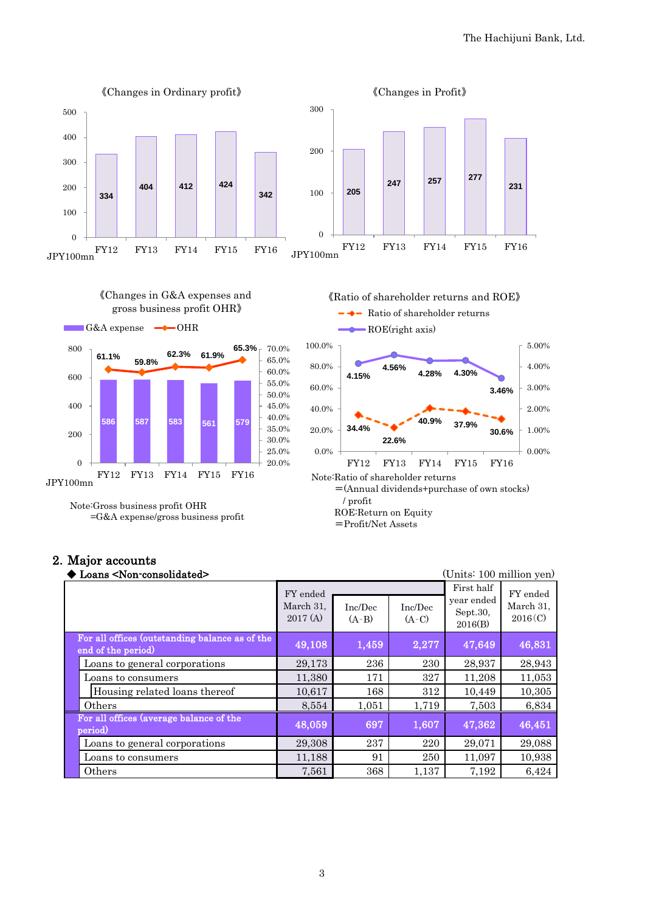《Changes in Ordinary profit》

| | FY12 | FY13 | FY14 | FY15 | FY16 |
|---|---|---|---|---|---|
| Ordinary profit (JPY100mn) | 334 | 404 | 412 | 424 | 342 |

《Changes in Profit》

| | FY12 | FY13 | FY14 | FY15 | FY16 |
|---|---|---|---|---|---|
| Profit (JPY100mn) | 205 | 247 | 257 | 277 | 231 |

《Changes in G&A expenses and gross business profit OHR》

| | FY12 | FY13 | FY14 | FY15 | FY16 |
|---|---|---|---|---|---|
| G&A expense (JPY100mn) | 586 | 587 | 583 | 561 | 579 |
| OHR | 61.1% | 59.8% | 62.3% | 61.9% | 65.3% |

Note:Gross business profit OHR
=G&A expense/gross business profit

《Ratio of shareholder returns and ROE》

| | FY12 | FY13 | FY14 | FY15 | FY16 |
|---|---|---|---|---|---|
| Ratio of shareholder returns | 34.4% | 22.6% | 40.9% | 37.9% | 30.6% |
| ROE(right axis) | 4.15% | 4.56% | 4.28% | 4.30% | 3.46% |

Note:Ratio of shareholder returns
=(Annual dividends+purchase of own stocks) / profit
ROE:Return on Equity
=Profit/Net Assets

## 2. Major accounts

◆ Loans <Non-consolidated>

(Units: 100 million yen)

| | FY ended March 31, 2017 (A) | Inc/Dec (A-B) | Inc/Dec (A-C) | First half year ended Sept.30, 2016(B) | FY ended March 31, 2016(C) |
|---|---|---|---|---|---|
| **For all offices (outstanding balance as of the end of the period)** | **49,108** | **1,459** | **2,277** | **47,649** | **46,831** |
| Loans to general corporations | 29,173 | 236 | 230 | 28,937 | 28,943 |
| Loans to consumers | 11,380 | 171 | 327 | 11,208 | 11,053 |
| Housing related loans thereof | 10,617 | 168 | 312 | 10,449 | 10,305 |
| Others | 8,554 | 1,051 | 1,719 | 7,503 | 6,834 |
| **For all offices (average balance of the period)** | **48,059** | **697** | **1,607** | **47,362** | **46,451** |
| Loans to general corporations | 29,308 | 237 | 220 | 29,071 | 29,088 |
| Loans to consumers | 11,188 | 91 | 250 | 11,097 | 10,938 |
| Others | 7,561 | 368 | 1,137 | 7,192 | 6,424 |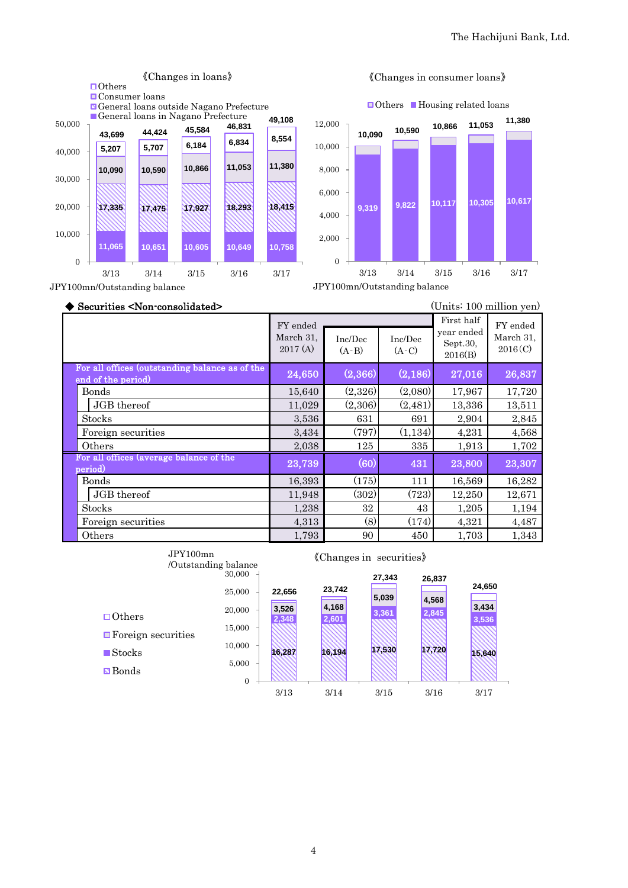《Changes in loans》

| | 3/13 | 3/14 | 3/15 | 3/16 | 3/17 |
|---|---|---|---|---|---|
| Others | 5,207 | 5,707 | 6,184 | 6,834 | 8,554 |
| Consumer loans | 10,090 | 10,590 | 10,866 | 11,053 | 11,380 |
| General loans outside Nagano Prefecture | 17,335 | 17,475 | 17,927 | 18,293 | 18,415 |
| General loans in Nagano Prefecture | 11,065 | 10,651 | 10,605 | 10,649 | 10,758 |
| Total | 43,699 | 44,424 | 45,584 | 46,831 | 49,108 |

JPY100mn/Outstanding balance

《Changes in consumer loans》

| | 3/13 | 3/14 | 3/15 | 3/16 | 3/17 |
|---|---|---|---|---|---|
| Housing related loans | 9,319 | 9,822 | 10,117 | 10,305 | 10,617 |
| Total | 10,090 | 10,590 | 10,866 | 11,053 | 11,380 |

JPY100mn/Outstanding balance

◆ Securities <Non-consolidated>

(Units: 100 million yen)

| | FY ended March 31, 2017 (A) | Inc/Dec (A-B) | Inc/Dec (A-C) | First half year ended Sept.30, 2016(B) | FY ended March 31, 2016(C) |
|---|---|---|---|---|---|
| **For all offices (outstanding balance as of the end of the period)** | **24,650** | **(2,366)** | **(2,186)** | **27,016** | **26,837** |
| Bonds | 15,640 | (2,326) | (2,080) | 17,967 | 17,720 |
| JGB thereof | 11,029 | (2,306) | (2,481) | 13,336 | 13,511 |
| Stocks | 3,536 | 631 | 691 | 2,904 | 2,845 |
| Foreign securities | 3,434 | (797) | (1,134) | 4,231 | 4,568 |
| Others | 2,038 | 125 | 335 | 1,913 | 1,702 |
| **For all offices (average balance of the period)** | **23,739** | **(60)** | **431** | **23,800** | **23,307** |
| Bonds | 16,393 | (175) | 111 | 16,569 | 16,282 |
| JGB thereof | 11,948 | (302) | (723) | 12,250 | 12,671 |
| Stocks | 1,238 | 32 | 43 | 1,205 | 1,194 |
| Foreign securities | 4,313 | (8) | (174) | 4,321 | 4,487 |
| Others | 1,793 | 90 | 450 | 1,703 | 1,343 |

《Changes in securities》

JPY100mn/Outstanding balance

| | 3/13 | 3/14 | 3/15 | 3/16 | 3/17 |
|---|---|---|---|---|---|
| Others | | | | | |
| Foreign securities | 3,526 | 4,168 | 5,039 | 4,568 | 3,434 |
| Stocks | 2,348 | 2,601 | 3,361 | 2,845 | 3,536 |
| Bonds | 16,287 | 16,194 | 17,530 | 17,720 | 15,640 |
| Total | 22,656 | 23,742 | 27,343 | 26,837 | 24,650 |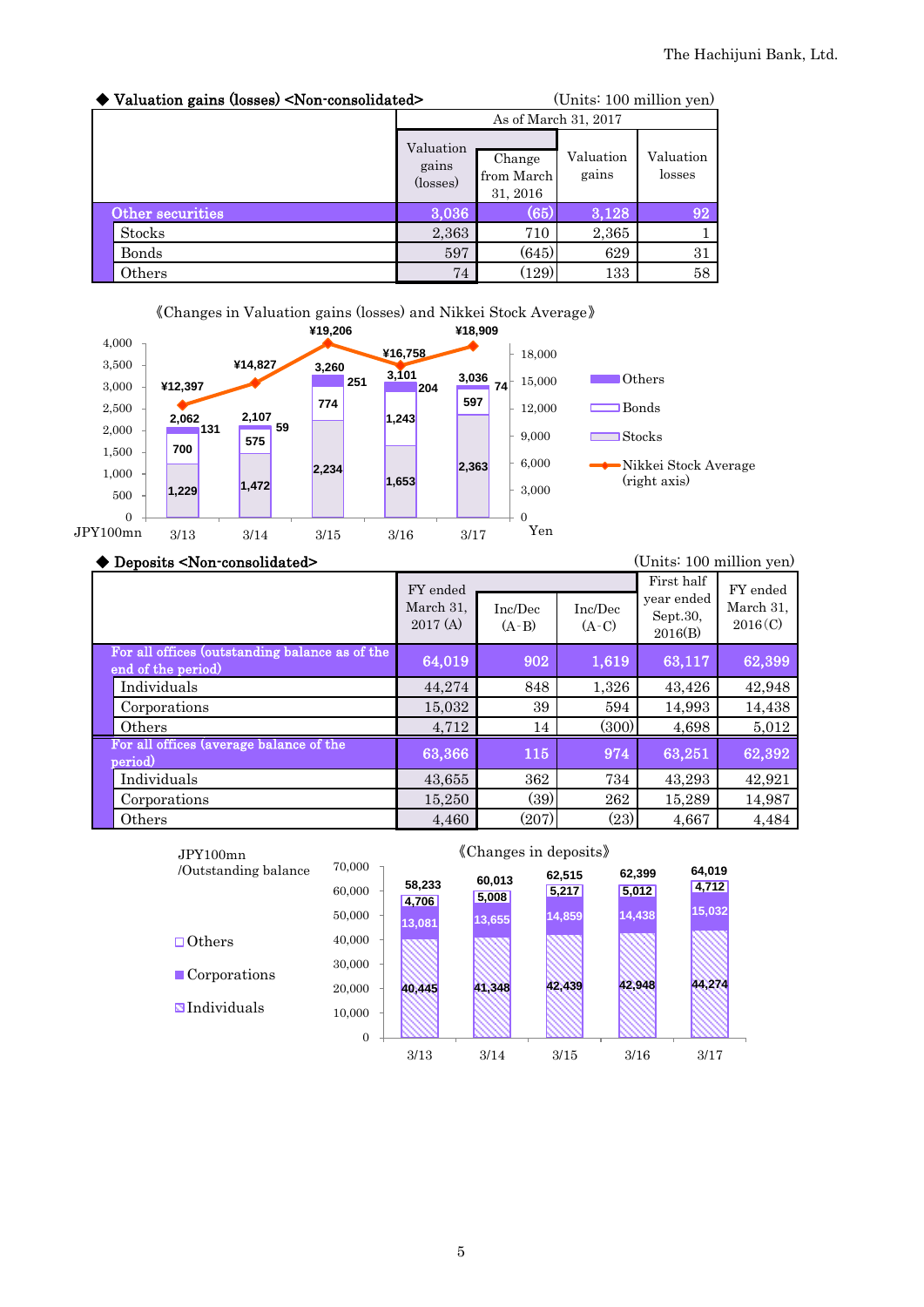◆ Valuation gains (losses) <Non-consolidated>

(Units: 100 million yen)

| | As of March 31, 2017 | | | |
|---|---|---|---|---|
| | Valuation gains (losses) | Change from March 31, 2016 | Valuation gains | Valuation losses |
| Other securities | 3,036 | (65) | 3,128 | 92 |
| Stocks | 2,363 | 710 | 2,365 | 1 |
| Bonds | 597 | (645) | 629 | 31 |
| Others | 74 | (129) | 133 | 58 |

《Changes in Valuation gains (losses) and Nikkei Stock Average》

| JPY100mn | 3/13 | 3/14 | 3/15 | 3/16 | 3/17 |
|---|---|---|---|---|---|
| Total | 2,062 | 2,107 | 3,260 | 3,101 | 3,036 |
| Stocks | 1,229 | 1,472 | 2,234 | 1,653 | 2,363 |
| Bonds | 700 | 575 | 774 | 1,243 | 597 |
| Others | 131 | 59 | 251 | 204 | 74 |
| Nikkei Stock Average (right axis, Yen) | ¥12,397 | ¥14,827 | ¥19,206 | ¥16,758 | ¥18,909 |

◆ Deposits <Non-consolidated>

(Units: 100 million yen)

| | FY ended March 31, 2017 (A) | Inc/Dec (A-B) | Inc/Dec (A-C) | First half year ended Sept.30, 2016(B) | FY ended March 31, 2016(C) |
|---|---|---|---|---|---|
| For all offices (outstanding balance as of the end of the period) | 64,019 | 902 | 1,619 | 63,117 | 62,399 |
| Individuals | 44,274 | 848 | 1,326 | 43,426 | 42,948 |
| Corporations | 15,032 | 39 | 594 | 14,993 | 14,438 |
| Others | 4,712 | 14 | (300) | 4,698 | 5,012 |
| For all offices (average balance of the period) | 63,366 | 115 | 974 | 63,251 | 62,392 |
| Individuals | 43,655 | 362 | 734 | 43,293 | 42,921 |
| Corporations | 15,250 | (39) | 262 | 15,289 | 14,987 |
| Others | 4,460 | (207) | (23) | 4,667 | 4,484 |

《Changes in deposits》

| JPY100mn /Outstanding balance | 3/13 | 3/14 | 3/15 | 3/16 | 3/17 |
|---|---|---|---|---|---|
| Total | 58,233 | 60,013 | 62,515 | 62,399 | 64,019 |
| Others | 4,706 | 5,008 | 5,217 | 5,012 | 4,712 |
| Corporations | 13,081 | 13,655 | 14,859 | 14,438 | 15,032 |
| Individuals | 40,445 | 41,348 | 42,439 | 42,948 | 44,274 |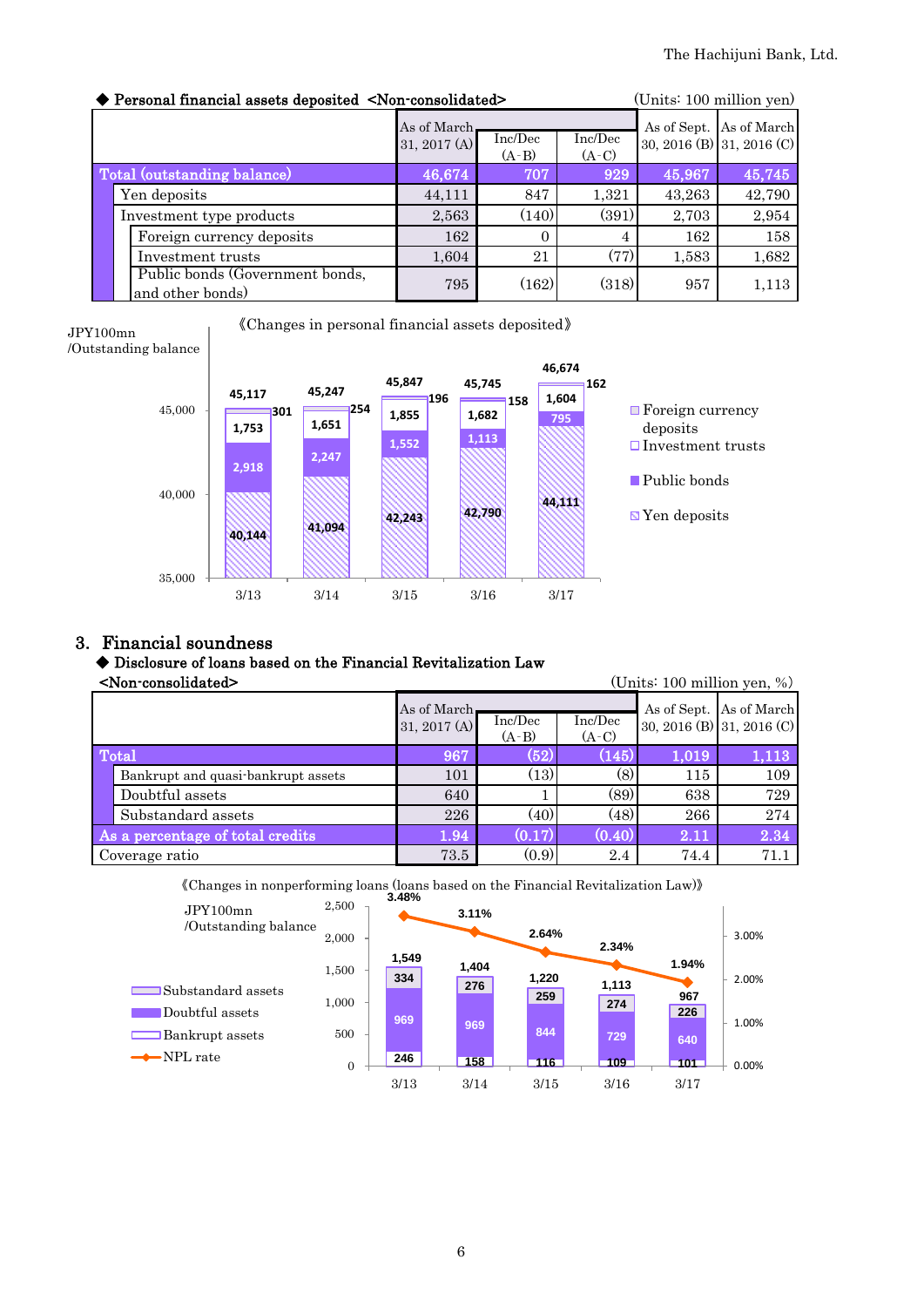◆ Personal financial assets deposited <Non-consolidated>

(Units: 100 million yen)

| | As of March 31, 2017 (A) | Inc/Dec (A-B) | Inc/Dec (A-C) | As of Sept. 30, 2016 (B) | As of March 31, 2016 (C) |
|---|---|---|---|---|---|
| Total (outstanding balance) | 46,674 | 707 | 929 | 45,967 | 45,745 |
| Yen deposits | 44,111 | 847 | 1,321 | 43,263 | 42,790 |
| Investment type products | 2,563 | (140) | (391) | 2,703 | 2,954 |
| Foreign currency deposits | 162 | 0 | 4 | 162 | 158 |
| Investment trusts | 1,604 | 21 | (77) | 1,583 | 1,682 |
| Public bonds (Government bonds, and other bonds) | 795 | (162) | (318) | 957 | 1,113 |

《Changes in personal financial assets deposited》

JPY100mn /Outstanding balance

| | 3/13 | 3/14 | 3/15 | 3/16 | 3/17 |
|---|---|---|---|---|---|
| Total | 45,117 | 45,247 | 45,847 | 45,745 | 46,674 |
| Foreign currency deposits | 301 | 254 | 196 | 158 | 162 |
| Investment trusts | 1,753 | 1,651 | 1,855 | 1,682 | 1,604 |
| Public bonds | 2,918 | 2,247 | 1,552 | 1,113 | 795 |
| Yen deposits | 40,144 | 41,094 | 42,243 | 42,790 | 44,111 |

## 3. Financial soundness

◆ Disclosure of loans based on the Financial Revitalization Law <Non-consolidated>

(Units: 100 million yen, %)

| | As of March 31, 2017 (A) | Inc/Dec (A-B) | Inc/Dec (A-C) | As of Sept. 30, 2016 (B) | As of March 31, 2016 (C) |
|---|---|---|---|---|---|
| Total | 967 | (52) | (145) | 1,019 | 1,113 |
| Bankrupt and quasi-bankrupt assets | 101 | (13) | (8) | 115 | 109 |
| Doubtful assets | 640 | 1 | (89) | 638 | 729 |
| Substandard assets | 226 | (40) | (48) | 266 | 274 |
| As a percentage of total credits | 1.94 | (0.17) | (0.40) | 2.11 | 2.34 |
| Coverage ratio | 73.5 | (0.9) | 2.4 | 74.4 | 71.1 |

《Changes in nonperforming loans (loans based on the Financial Revitalization Law)》

JPY100mn /Outstanding balance

| | 3/13 | 3/14 | 3/15 | 3/16 | 3/17 |
|---|---|---|---|---|---|
| Total | 1,549 | 1,404 | 1,220 | 1,113 | 967 |
| Substandard assets | 334 | 276 | 259 | 274 | 226 |
| Doubtful assets | 969 | 969 | 844 | 729 | 640 |
| Bankrupt assets | 246 | 158 | 116 | 109 | 101 |
| NPL rate | 3.48% | 3.11% | 2.64% | 2.34% | 1.94% |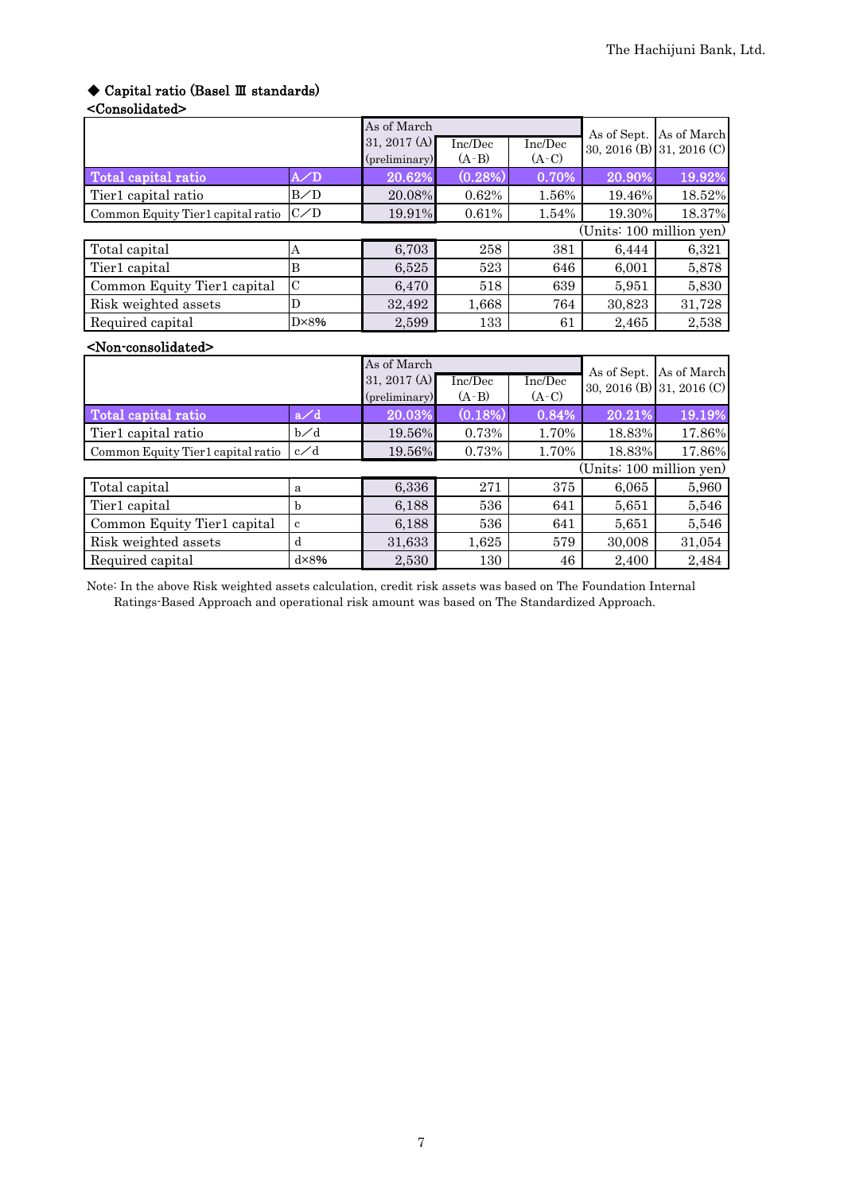### ◆ Capital ratio (Basel Ⅲ standards)

<Consolidated>

| | | As of March 31, 2017 (A) (preliminary) | Inc/Dec (A-B) | Inc/Dec (A-C) | As of Sept. 30, 2016 (B) | As of March 31, 2016 (C) |
|---|---|---|---|---|---|---|
| **Total capital ratio** | A／D | 20.62% | (0.28%) | 0.70% | 20.90% | 19.92% |
| Tier1 capital ratio | B／D | 20.08% | 0.62% | 1.56% | 19.46% | 18.52% |
| Common Equity Tier1 capital ratio | C／D | 19.91% | 0.61% | 1.54% | 19.30% | 18.37% |

(Units: 100 million yen)

| | | | | | | |
|---|---|---|---|---|---|---|
| Total capital | A | 6,703 | 258 | 381 | 6,444 | 6,321 |
| Tier1 capital | B | 6,525 | 523 | 646 | 6,001 | 5,878 |
| Common Equity Tier1 capital | C | 6,470 | 518 | 639 | 5,951 | 5,830 |
| Risk weighted assets | D | 32,492 | 1,668 | 764 | 30,823 | 31,728 |
| Required capital | D×8% | 2,599 | 133 | 61 | 2,465 | 2,538 |

<Non-consolidated>

| | | As of March 31, 2017 (A) (preliminary) | Inc/Dec (A-B) | Inc/Dec (A-C) | As of Sept. 30, 2016 (B) | As of March 31, 2016 (C) |
|---|---|---|---|---|---|---|
| **Total capital ratio** | a／d | 20.03% | (0.18%) | 0.84% | 20.21% | 19.19% |
| Tier1 capital ratio | b／d | 19.56% | 0.73% | 1.70% | 18.83% | 17.86% |
| Common Equity Tier1 capital ratio | c／d | 19.56% | 0.73% | 1.70% | 18.83% | 17.86% |

(Units: 100 million yen)

| | | | | | | |
|---|---|---|---|---|---|---|
| Total capital | a | 6,336 | 271 | 375 | 6,065 | 5,960 |
| Tier1 capital | b | 6,188 | 536 | 641 | 5,651 | 5,546 |
| Common Equity Tier1 capital | c | 6,188 | 536 | 641 | 5,651 | 5,546 |
| Risk weighted assets | d | 31,633 | 1,625 | 579 | 30,008 | 31,054 |
| Required capital | d×8% | 2,530 | 130 | 46 | 2,400 | 2,484 |

Note: In the above Risk weighted assets calculation, credit risk assets was based on The Foundation Internal Ratings-Based Approach and operational risk amount was based on The Standardized Approach.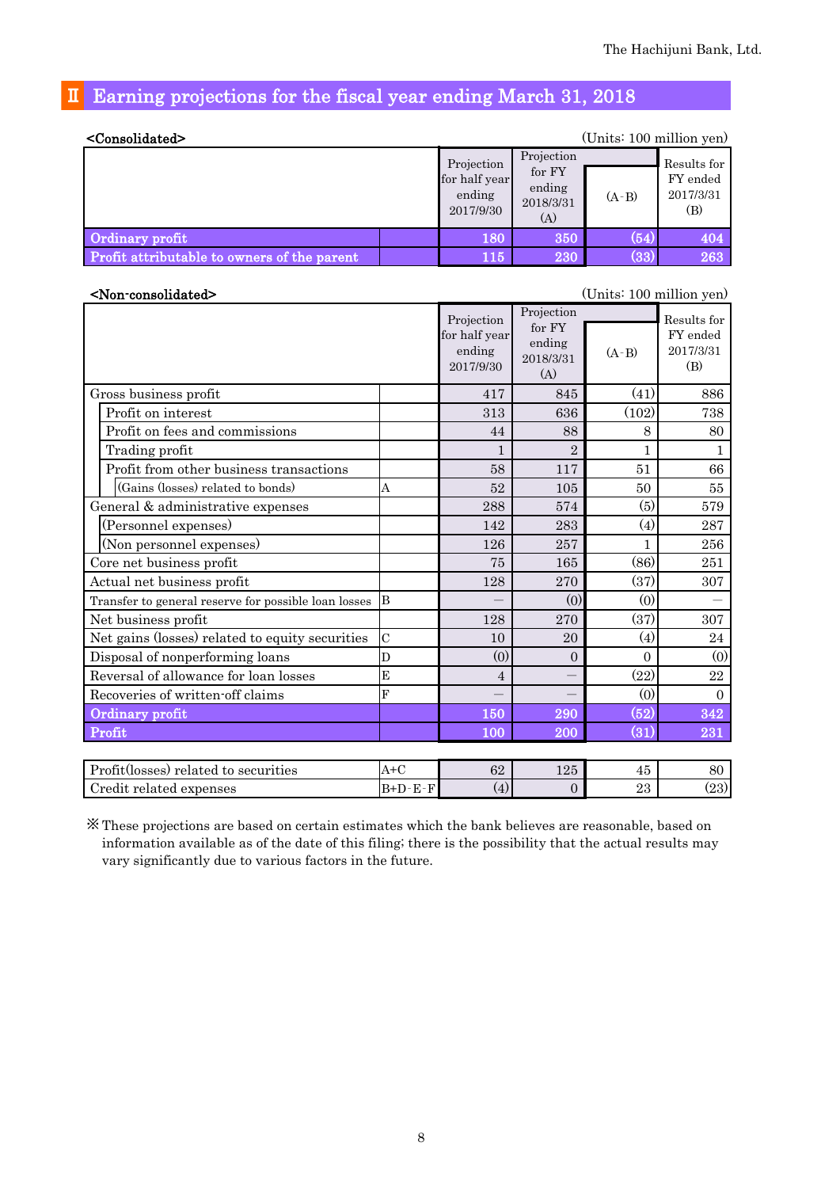## Ⅱ Earning projections for the fiscal year ending March 31, 2018

**<Consolidated>** (Units: 100 million yen)

| | | Projection for half year ending 2017/9/30 | Projection for FY ending 2018/3/31 (A) | (A-B) | Results for FY ended 2017/3/31 (B) |
|---|---|---|---|---|---|
| **Ordinary profit** | | 180 | 350 | (54) | 404 |
| **Profit attributable to owners of the parent** | | 115 | 230 | (33) | 263 |

**<Non-consolidated>** (Units: 100 million yen)

| | | Projection for half year ending 2017/9/30 | Projection for FY ending 2018/3/31 (A) | (A-B) | Results for FY ended 2017/3/31 (B) |
|---|---|---|---|---|---|
| Gross business profit | | 417 | 845 | (41) | 886 |
| Profit on interest | | 313 | 636 | (102) | 738 |
| Profit on fees and commissions | | 44 | 88 | 8 | 80 |
| Trading profit | | 1 | 2 | 1 | 1 |
| Profit from other business transactions | | 58 | 117 | 51 | 66 |
| (Gains (losses) related to bonds) | A | 52 | 105 | 50 | 55 |
| General & administrative expenses | | 288 | 574 | (5) | 579 |
| (Personnel expenses) | | 142 | 283 | (4) | 287 |
| (Non personnel expenses) | | 126 | 257 | 1 | 256 |
| Core net business profit | | 75 | 165 | (86) | 251 |
| Actual net business profit | | 128 | 270 | (37) | 307 |
| Transfer to general reserve for possible loan losses | B | — | (0) | (0) | — |
| Net business profit | | 128 | 270 | (37) | 307 |
| Net gains (losses) related to equity securities | C | 10 | 20 | (4) | 24 |
| Disposal of nonperforming loans | D | (0) | 0 | 0 | (0) |
| Reversal of allowance for loan losses | E | 4 | — | (22) | 22 |
| Recoveries of written-off claims | F | — | — | (0) | 0 |
| **Ordinary profit** | | 150 | 290 | (52) | 342 |
| **Profit** | | 100 | 200 | (31) | 231 |

| | | | | | |
|---|---|---|---|---|---|
| Profit(losses) related to securities | A+C | 62 | 125 | 45 | 80 |
| Credit related expenses | B+D-E-F | (4) | 0 | 23 | (23) |

※These projections are based on certain estimates which the bank believes are reasonable, based on information available as of the date of this filing; there is the possibility that the actual results may vary significantly due to various factors in the future.